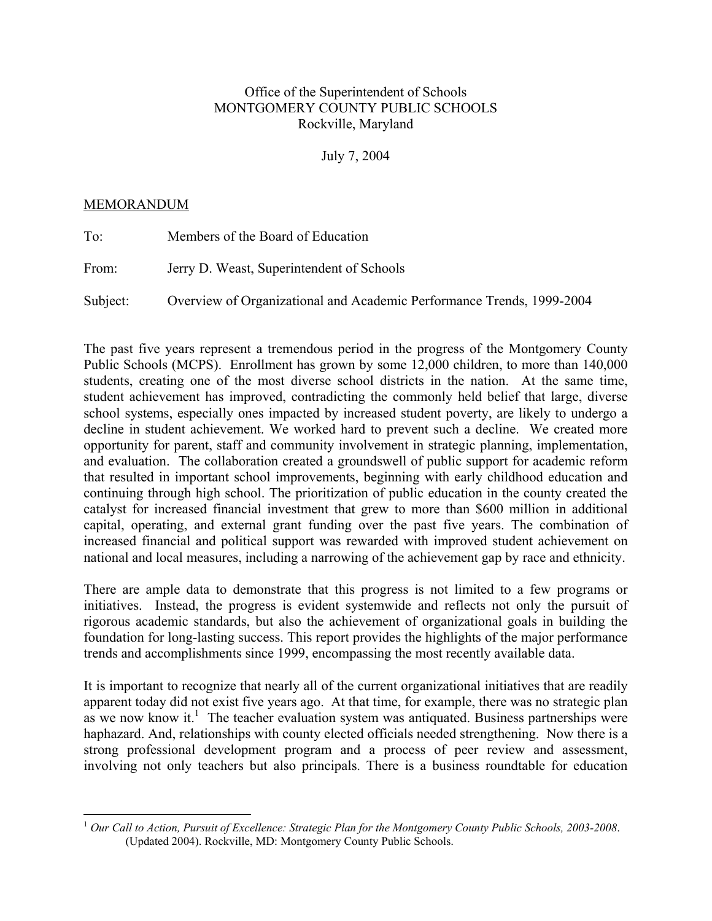Office of the Superintendent of Schools
MONTGOMERY COUNTY PUBLIC SCHOOLS
Rockville, Maryland

July 7, 2004

MEMORANDUM

To: Members of the Board of Education

From: Jerry D. Weast, Superintendent of Schools

Subject: Overview of Organizational and Academic Performance Trends, 1999-2004

The past five years represent a tremendous period in the progress of the Montgomery County Public Schools (MCPS). Enrollment has grown by some 12,000 children, to more than 140,000 students, creating one of the most diverse school districts in the nation. At the same time, student achievement has improved, contradicting the commonly held belief that large, diverse school systems, especially ones impacted by increased student poverty, are likely to undergo a decline in student achievement. We worked hard to prevent such a decline. We created more opportunity for parent, staff and community involvement in strategic planning, implementation, and evaluation. The collaboration created a groundswell of public support for academic reform that resulted in important school improvements, beginning with early childhood education and continuing through high school. The prioritization of public education in the county created the catalyst for increased financial investment that grew to more than $600 million in additional capital, operating, and external grant funding over the past five years. The combination of increased financial and political support was rewarded with improved student achievement on national and local measures, including a narrowing of the achievement gap by race and ethnicity.

There are ample data to demonstrate that this progress is not limited to a few programs or initiatives. Instead, the progress is evident systemwide and reflects not only the pursuit of rigorous academic standards, but also the achievement of organizational goals in building the foundation for long-lasting success. This report provides the highlights of the major performance trends and accomplishments since 1999, encompassing the most recently available data.

It is important to recognize that nearly all of the current organizational initiatives that are readily apparent today did not exist five years ago. At that time, for example, there was no strategic plan as we now know it.[1] The teacher evaluation system was antiquated. Business partnerships were haphazard. And, relationships with county elected officials needed strengthening. Now there is a strong professional development program and a process of peer review and assessment, involving not only teachers but also principals. There is a business roundtable for education

[1] *Our Call to Action, Pursuit of Excellence: Strategic Plan for the Montgomery County Public Schools, 2003-2008*. (Updated 2004). Rockville, MD: Montgomery County Public Schools.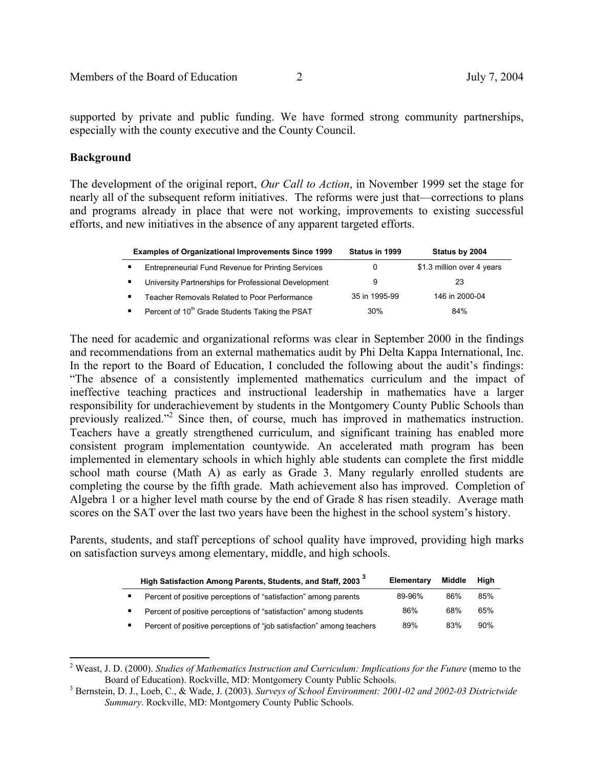supported by private and public funding. We have formed strong community partnerships, especially with the county executive and the County Council.

**Background**

The development of the original report, *Our Call to Action*, in November 1999 set the stage for nearly all of the subsequent reform initiatives. The reforms were just that—corrections to plans and programs already in place that were not working, improvements to existing successful efforts, and new initiatives in the absence of any apparent targeted efforts.

| Examples of Organizational Improvements Since 1999 | Status in 1999 | Status by 2004 |
|---|---|---|
| ▪ Entrepreneurial Fund Revenue for Printing Services | 0 | \$1.3 million over 4 years |
| ▪ University Partnerships for Professional Development | 9 | 23 |
| ▪ Teacher Removals Related to Poor Performance | 35 in 1995-99 | 146 in 2000-04 |
| ▪ Percent of 10th Grade Students Taking the PSAT | 30% | 84% |

The need for academic and organizational reforms was clear in September 2000 in the findings and recommendations from an external mathematics audit by Phi Delta Kappa International, Inc. In the report to the Board of Education, I concluded the following about the audit's findings: "The absence of a consistently implemented mathematics curriculum and the impact of ineffective teaching practices and instructional leadership in mathematics have a larger responsibility for underachievement by students in the Montgomery County Public Schools than previously realized."[2] Since then, of course, much has improved in mathematics instruction. Teachers have a greatly strengthened curriculum, and significant training has enabled more consistent program implementation countywide. An accelerated math program has been implemented in elementary schools in which highly able students can complete the first middle school math course (Math A) as early as Grade 3. Many regularly enrolled students are completing the course by the fifth grade. Math achievement also has improved. Completion of Algebra 1 or a higher level math course by the end of Grade 8 has risen steadily. Average math scores on the SAT over the last two years have been the highest in the school system's history.

Parents, students, and staff perceptions of school quality have improved, providing high marks on satisfaction surveys among elementary, middle, and high schools.

| High Satisfaction Among Parents, Students, and Staff, 2003 [3] | Elementary | Middle | High |
|---|---|---|---|
| ▪ Percent of positive perceptions of "satisfaction" among parents | 89-96% | 86% | 85% |
| ▪ Percent of positive perceptions of "satisfaction" among students | 86% | 68% | 65% |
| ▪ Percent of positive perceptions of "job satisfaction" among teachers | 89% | 83% | 90% |

---

[2] Weast, J. D. (2000). *Studies of Mathematics Instruction and Curriculum: Implications for the Future* (memo to the Board of Education). Rockville, MD: Montgomery County Public Schools.

[3] Bernstein, D. J., Loeb, C., & Wade, J. (2003). *Surveys of School Environment: 2001-02 and 2002-03 Districtwide Summary*. Rockville, MD: Montgomery County Public Schools.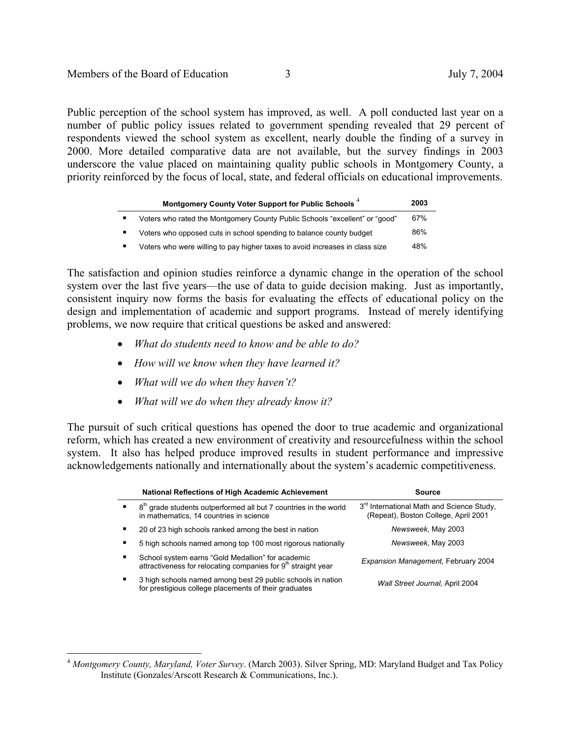Public perception of the school system has improved, as well. A poll conducted last year on a number of public policy issues related to government spending revealed that 29 percent of respondents viewed the school system as excellent, nearly double the finding of a survey in 2000. More detailed comparative data are not available, but the survey findings in 2003 underscore the value placed on maintaining quality public schools in Montgomery County, a priority reinforced by the focus of local, state, and federal officials on educational improvements.

| Montgomery County Voter Support for Public Schools [4] | 2003 |
|---|---|
| ▪ Voters who rated the Montgomery County Public Schools "excellent" or "good" | 67% |
| ▪ Voters who opposed cuts in school spending to balance county budget | 86% |
| ▪ Voters who were willing to pay higher taxes to avoid increases in class size | 48% |

The satisfaction and opinion studies reinforce a dynamic change in the operation of the school system over the last five years—the use of data to guide decision making. Just as importantly, consistent inquiry now forms the basis for evaluating the effects of educational policy on the design and implementation of academic and support programs. Instead of merely identifying problems, we now require that critical questions be asked and answered:

- *What do students need to know and be able to do?*
- *How will we know when they have learned it?*
- *What will we do when they haven't?*
- *What will we do when they already know it?*

The pursuit of such critical questions has opened the door to true academic and organizational reform, which has created a new environment of creativity and resourcefulness within the school system. It also has helped produce improved results in student performance and impressive acknowledgements nationally and internationally about the system's academic competitiveness.

| National Reflections of High Academic Achievement | Source |
|---|---|
| ▪ 8th grade students outperformed all but 7 countries in the world in mathematics, 14 countries in science | 3rd International Math and Science Study, (Repeat), Boston College, April 2001 |
| ▪ 20 of 23 high schools ranked among the best in nation | *Newsweek*, May 2003 |
| ▪ 5 high schools named among top 100 most rigorous nationally | *Newsweek*, May 2003 |
| ▪ School system earns "Gold Medallion" for academic attractiveness for relocating companies for 9th straight year | *Expansion Management,* February 2004 |
| ▪ 3 high schools named among best 29 public schools in nation for prestigious college placements of their graduates | *Wall Street Journal,* April 2004 |

---

[4] *Montgomery County, Maryland, Voter Survey*. (March 2003). Silver Spring, MD: Maryland Budget and Tax Policy Institute (Gonzales/Arscott Research & Communications, Inc.).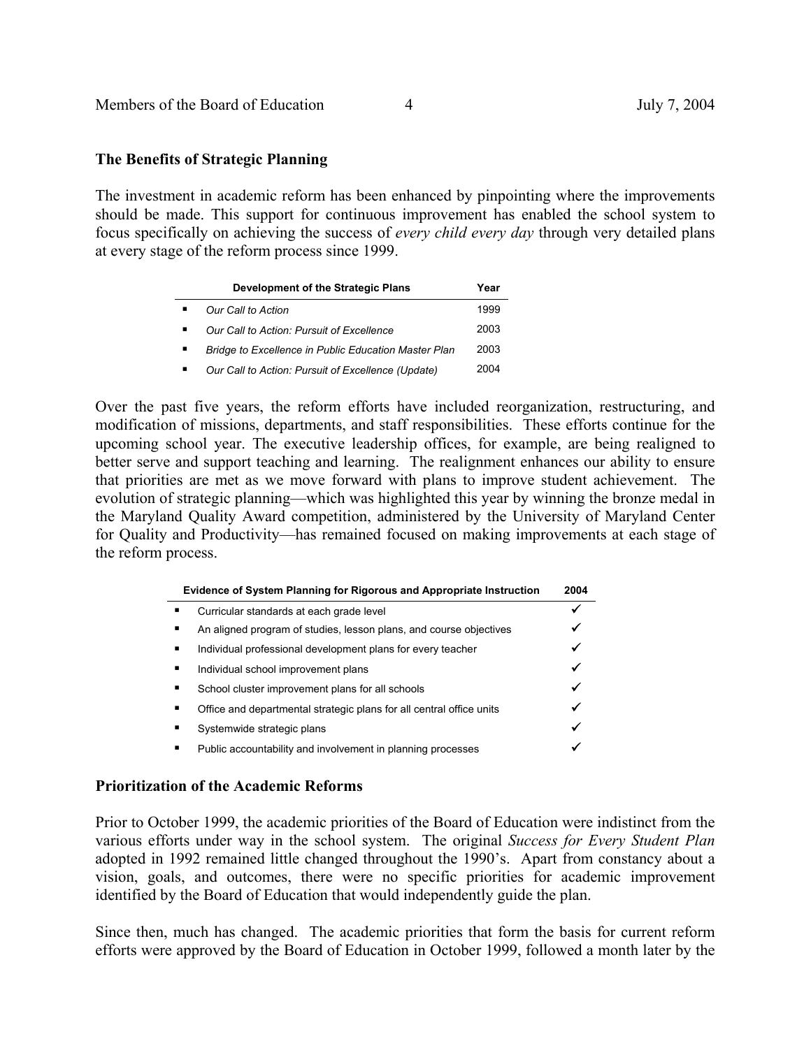## The Benefits of Strategic Planning

The investment in academic reform has been enhanced by pinpointing where the improvements should be made. This support for continuous improvement has enabled the school system to focus specifically on achieving the success of *every child every day* through very detailed plans at every stage of the reform process since 1999.

| Development of the Strategic Plans | Year |
|---|---|
| ▪ *Our Call to Action* | 1999 |
| ▪ *Our Call to Action: Pursuit of Excellence* | 2003 |
| ▪ *Bridge to Excellence in Public Education Master Plan* | 2003 |
| ▪ *Our Call to Action: Pursuit of Excellence (Update)* | 2004 |

Over the past five years, the reform efforts have included reorganization, restructuring, and modification of missions, departments, and staff responsibilities. These efforts continue for the upcoming school year. The executive leadership offices, for example, are being realigned to better serve and support teaching and learning. The realignment enhances our ability to ensure that priorities are met as we move forward with plans to improve student achievement. The evolution of strategic planning—which was highlighted this year by winning the bronze medal in the Maryland Quality Award competition, administered by the University of Maryland Center for Quality and Productivity—has remained focused on making improvements at each stage of the reform process.

| Evidence of System Planning for Rigorous and Appropriate Instruction | 2004 |
|---|---|
| ▪ Curricular standards at each grade level | ✓ |
| ▪ An aligned program of studies, lesson plans, and course objectives | ✓ |
| ▪ Individual professional development plans for every teacher | ✓ |
| ▪ Individual school improvement plans | ✓ |
| ▪ School cluster improvement plans for all schools | ✓ |
| ▪ Office and departmental strategic plans for all central office units | ✓ |
| ▪ Systemwide strategic plans | ✓ |
| ▪ Public accountability and involvement in planning processes | ✓ |

## Prioritization of the Academic Reforms

Prior to October 1999, the academic priorities of the Board of Education were indistinct from the various efforts under way in the school system. The original *Success for Every Student Plan* adopted in 1992 remained little changed throughout the 1990's. Apart from constancy about a vision, goals, and outcomes, there were no specific priorities for academic improvement identified by the Board of Education that would independently guide the plan.

Since then, much has changed. The academic priorities that form the basis for current reform efforts were approved by the Board of Education in October 1999, followed a month later by the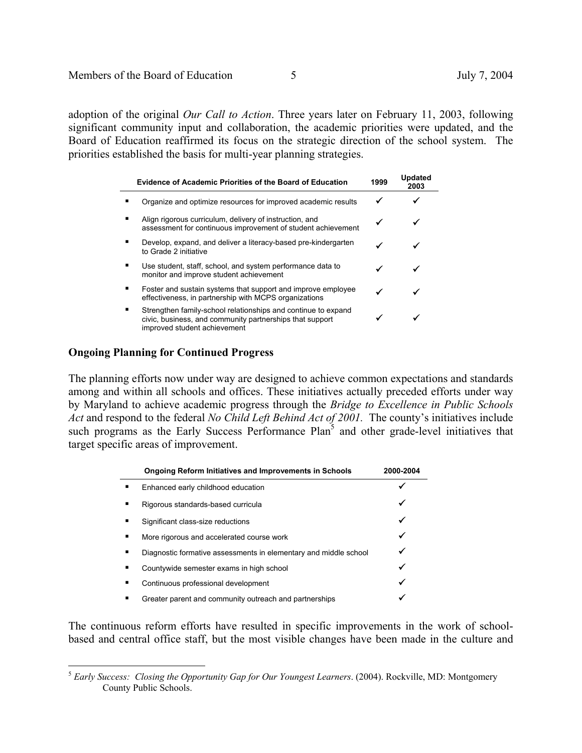adoption of the original *Our Call to Action*. Three years later on February 11, 2003, following significant community input and collaboration, the academic priorities were updated, and the Board of Education reaffirmed its focus on the strategic direction of the school system. The priorities established the basis for multi-year planning strategies.

| Evidence of Academic Priorities of the Board of Education | 1999 | Updated 2003 |
|---|---|---|
| ▪ Organize and optimize resources for improved academic results | ✓ | ✓ |
| ▪ Align rigorous curriculum, delivery of instruction, and assessment for continuous improvement of student achievement | ✓ | ✓ |
| ▪ Develop, expand, and deliver a literacy-based pre-kindergarten to Grade 2 initiative | ✓ | ✓ |
| ▪ Use student, staff, school, and system performance data to monitor and improve student achievement | ✓ | ✓ |
| ▪ Foster and sustain systems that support and improve employee effectiveness, in partnership with MCPS organizations | ✓ | ✓ |
| ▪ Strengthen family-school relationships and continue to expand civic, business, and community partnerships that support improved student achievement | ✓ | ✓ |

## Ongoing Planning for Continued Progress

The planning efforts now under way are designed to achieve common expectations and standards among and within all schools and offices. These initiatives actually preceded efforts under way by Maryland to achieve academic progress through the *Bridge to Excellence in Public Schools Act* and respond to the federal *No Child Left Behind Act of 2001.* The county's initiatives include such programs as the Early Success Performance Plan[5] and other grade-level initiatives that target specific areas of improvement.

| Ongoing Reform Initiatives and Improvements in Schools | 2000-2004 |
|---|---|
| ▪ Enhanced early childhood education | ✓ |
| ▪ Rigorous standards-based curricula | ✓ |
| ▪ Significant class-size reductions | ✓ |
| ▪ More rigorous and accelerated course work | ✓ |
| ▪ Diagnostic formative assessments in elementary and middle school | ✓ |
| ▪ Countywide semester exams in high school | ✓ |
| ▪ Continuous professional development | ✓ |
| ▪ Greater parent and community outreach and partnerships | ✓ |

The continuous reform efforts have resulted in specific improvements in the work of school-based and central office staff, but the most visible changes have been made in the culture and

[5] *Early Success: Closing the Opportunity Gap for Our Youngest Learners*. (2004). Rockville, MD: Montgomery County Public Schools.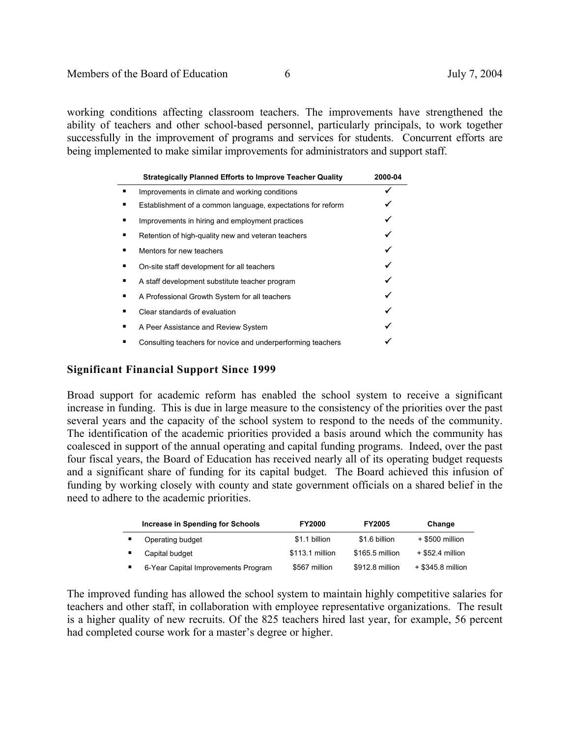working conditions affecting classroom teachers. The improvements have strengthened the ability of teachers and other school-based personnel, particularly principals, to work together successfully in the improvement of programs and services for students. Concurrent efforts are being implemented to make similar improvements for administrators and support staff.

| Strategically Planned Efforts to Improve Teacher Quality | 2000-04 |
|---|---|
| ▪ Improvements in climate and working conditions | ✓ |
| ▪ Establishment of a common language, expectations for reform | ✓ |
| ▪ Improvements in hiring and employment practices | ✓ |
| ▪ Retention of high-quality new and veteran teachers | ✓ |
| ▪ Mentors for new teachers | ✓ |
| ▪ On-site staff development for all teachers | ✓ |
| ▪ A staff development substitute teacher program | ✓ |
| ▪ A Professional Growth System for all teachers | ✓ |
| ▪ Clear standards of evaluation | ✓ |
| ▪ A Peer Assistance and Review System | ✓ |
| ▪ Consulting teachers for novice and underperforming teachers | ✓ |

## Significant Financial Support Since 1999

Broad support for academic reform has enabled the school system to receive a significant increase in funding. This is due in large measure to the consistency of the priorities over the past several years and the capacity of the school system to respond to the needs of the community. The identification of the academic priorities provided a basis around which the community has coalesced in support of the annual operating and capital funding programs. Indeed, over the past four fiscal years, the Board of Education has received nearly all of its operating budget requests and a significant share of funding for its capital budget. The Board achieved this infusion of funding by working closely with county and state government officials on a shared belief in the need to adhere to the academic priorities.

| Increase in Spending for Schools | FY2000 | FY2005 | Change |
|---|---|---|---|
| ▪ Operating budget | \$1.1 billion | \$1.6 billion | + \$500 million |
| ▪ Capital budget | \$113.1 million | \$165.5 million | + \$52.4 million |
| ▪ 6-Year Capital Improvements Program | \$567 million | \$912.8 million | + \$345.8 million |

The improved funding has allowed the school system to maintain highly competitive salaries for teachers and other staff, in collaboration with employee representative organizations. The result is a higher quality of new recruits. Of the 825 teachers hired last year, for example, 56 percent had completed course work for a master's degree or higher.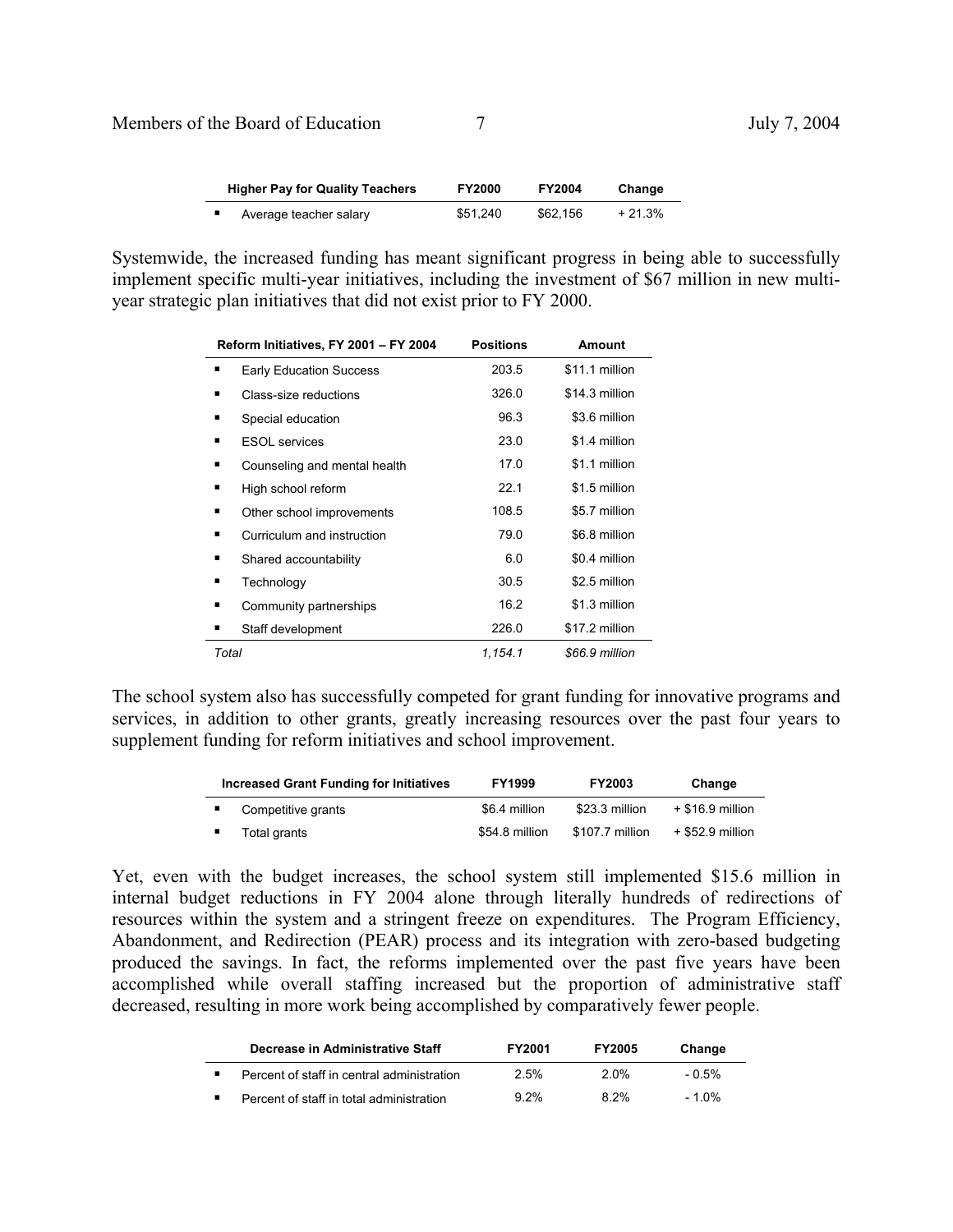| Higher Pay for Quality Teachers | FY2000 | FY2004 | Change |
|---|---|---|---|
| ▪ Average teacher salary | $51,240 | $62,156 | + 21.3% |

Systemwide, the increased funding has meant significant progress in being able to successfully implement specific multi-year initiatives, including the investment of $67 million in new multi-year strategic plan initiatives that did not exist prior to FY 2000.

| Reform Initiatives, FY 2001 – FY 2004 | Positions | Amount |
|---|---|---|
| ▪ Early Education Success | 203.5 | $11.1 million |
| ▪ Class-size reductions | 326.0 | $14.3 million |
| ▪ Special education | 96.3 | $3.6 million |
| ▪ ESOL services | 23.0 | $1.4 million |
| ▪ Counseling and mental health | 17.0 | $1.1 million |
| ▪ High school reform | 22.1 | $1.5 million |
| ▪ Other school improvements | 108.5 | $5.7 million |
| ▪ Curriculum and instruction | 79.0 | $6.8 million |
| ▪ Shared accountability | 6.0 | $0.4 million |
| ▪ Technology | 30.5 | $2.5 million |
| ▪ Community partnerships | 16.2 | $1.3 million |
| ▪ Staff development | 226.0 | $17.2 million |
| *Total* | *1,154.1* | *$66.9 million* |

The school system also has successfully competed for grant funding for innovative programs and services, in addition to other grants, greatly increasing resources over the past four years to supplement funding for reform initiatives and school improvement.

| Increased Grant Funding for Initiatives | FY1999 | FY2003 | Change |
|---|---|---|---|
| ▪ Competitive grants | $6.4 million | $23.3 million | + $16.9 million |
| ▪ Total grants | $54.8 million | $107.7 million | + $52.9 million |

Yet, even with the budget increases, the school system still implemented $15.6 million in internal budget reductions in FY 2004 alone through literally hundreds of redirections of resources within the system and a stringent freeze on expenditures. The Program Efficiency, Abandonment, and Redirection (PEAR) process and its integration with zero-based budgeting produced the savings. In fact, the reforms implemented over the past five years have been accomplished while overall staffing increased but the proportion of administrative staff decreased, resulting in more work being accomplished by comparatively fewer people.

| Decrease in Administrative Staff | FY2001 | FY2005 | Change |
|---|---|---|---|
| ▪ Percent of staff in central administration | 2.5% | 2.0% | - 0.5% |
| ▪ Percent of staff in total administration | 9.2% | 8.2% | - 1.0% |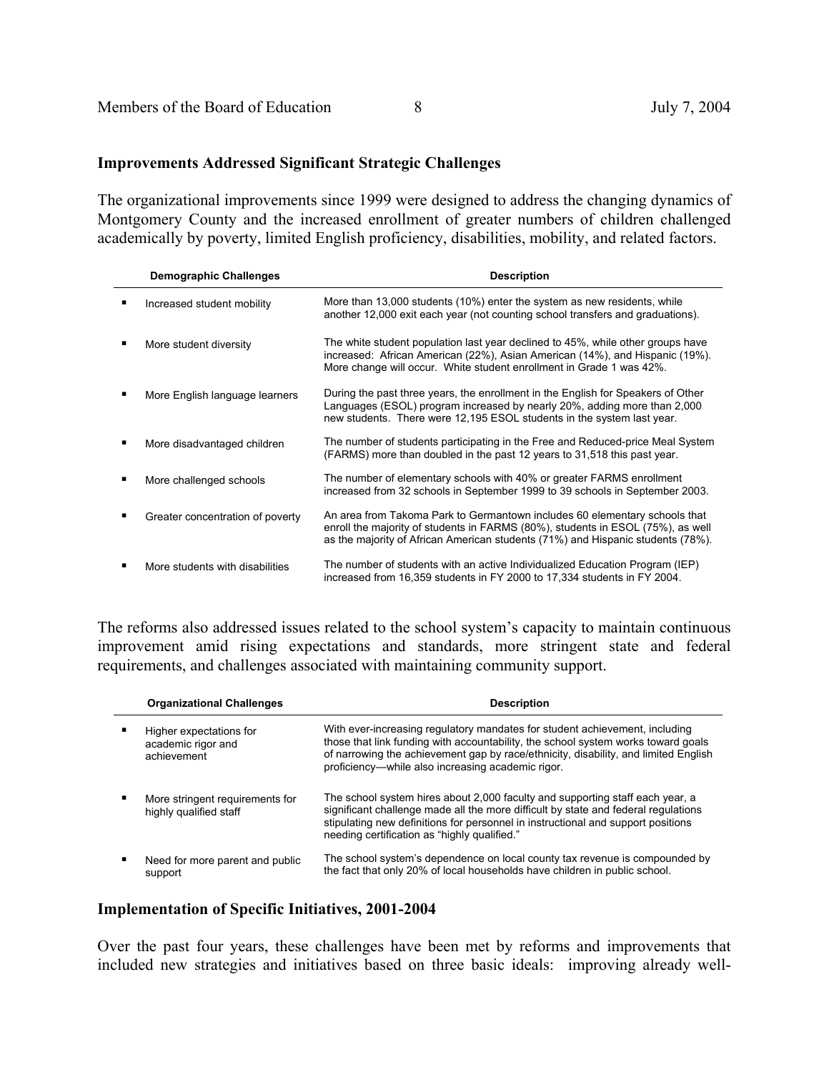**Improvements Addressed Significant Strategic Challenges**

The organizational improvements since 1999 were designed to address the changing dynamics of Montgomery County and the increased enrollment of greater numbers of children challenged academically by poverty, limited English proficiency, disabilities, mobility, and related factors.

| Demographic Challenges | Description |
|---|---|
| ▪ Increased student mobility | More than 13,000 students (10%) enter the system as new residents, while another 12,000 exit each year (not counting school transfers and graduations). |
| ▪ More student diversity | The white student population last year declined to 45%, while other groups have increased: African American (22%), Asian American (14%), and Hispanic (19%). More change will occur. White student enrollment in Grade 1 was 42%. |
| ▪ More English language learners | During the past three years, the enrollment in the English for Speakers of Other Languages (ESOL) program increased by nearly 20%, adding more than 2,000 new students. There were 12,195 ESOL students in the system last year. |
| ▪ More disadvantaged children | The number of students participating in the Free and Reduced-price Meal System (FARMS) more than doubled in the past 12 years to 31,518 this past year. |
| ▪ More challenged schools | The number of elementary schools with 40% or greater FARMS enrollment increased from 32 schools in September 1999 to 39 schools in September 2003. |
| ▪ Greater concentration of poverty | An area from Takoma Park to Germantown includes 60 elementary schools that enroll the majority of students in FARMS (80%), students in ESOL (75%), as well as the majority of African American students (71%) and Hispanic students (78%). |
| ▪ More students with disabilities | The number of students with an active Individualized Education Program (IEP) increased from 16,359 students in FY 2000 to 17,334 students in FY 2004. |

The reforms also addressed issues related to the school system's capacity to maintain continuous improvement amid rising expectations and standards, more stringent state and federal requirements, and challenges associated with maintaining community support.

| Organizational Challenges | Description |
|---|---|
| ▪ Higher expectations for academic rigor and achievement | With ever-increasing regulatory mandates for student achievement, including those that link funding with accountability, the school system works toward goals of narrowing the achievement gap by race/ethnicity, disability, and limited English proficiency—while also increasing academic rigor. |
| ▪ More stringent requirements for highly qualified staff | The school system hires about 2,000 faculty and supporting staff each year, a significant challenge made all the more difficult by state and federal regulations stipulating new definitions for personnel in instructional and support positions needing certification as "highly qualified." |
| ▪ Need for more parent and public support | The school system's dependence on local county tax revenue is compounded by the fact that only 20% of local households have children in public school. |

**Implementation of Specific Initiatives, 2001-2004**

Over the past four years, these challenges have been met by reforms and improvements that included new strategies and initiatives based on three basic ideals: improving already well-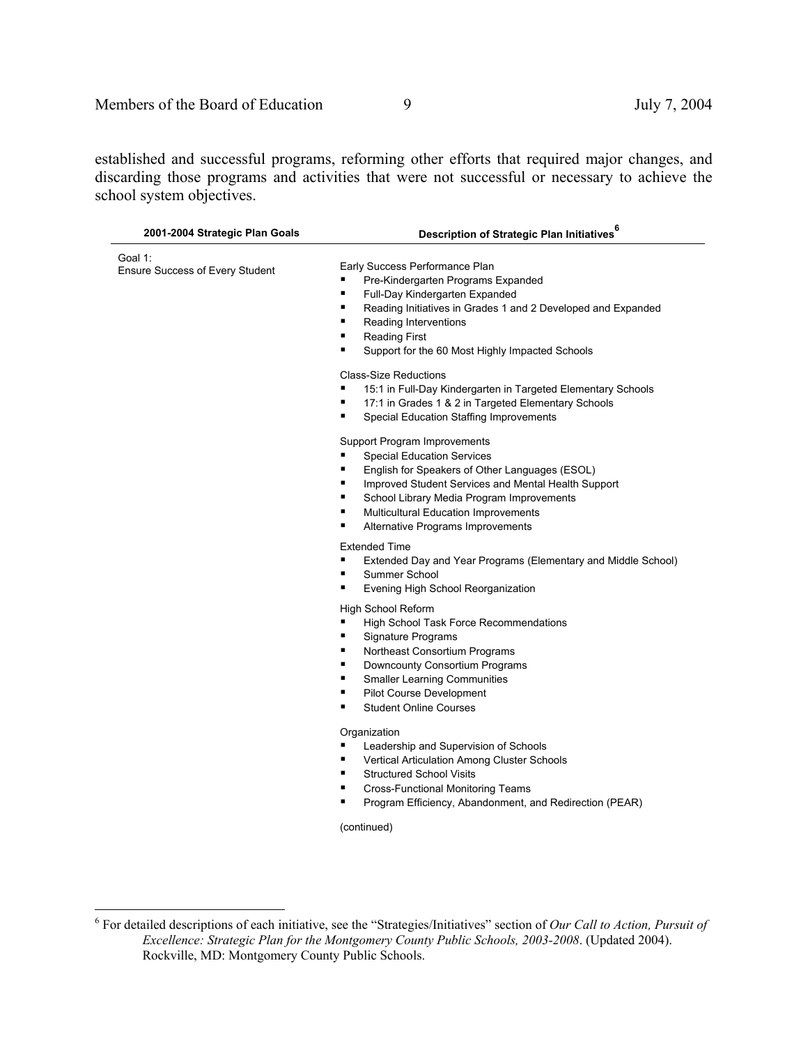established and successful programs, reforming other efforts that required major changes, and discarding those programs and activities that were not successful or necessary to achieve the school system objectives.

| 2001-2004 Strategic Plan Goals | Description of Strategic Plan Initiatives[6] |
|---|---|
| Goal 1:<br>Ensure Success of Every Student | Early Success Performance Plan<br>▪ Pre-Kindergarten Programs Expanded<br>▪ Full-Day Kindergarten Expanded<br>▪ Reading Initiatives in Grades 1 and 2 Developed and Expanded<br>▪ Reading Interventions<br>▪ Reading First<br>▪ Support for the 60 Most Highly Impacted Schools<br><br>Class-Size Reductions<br>▪ 15:1 in Full-Day Kindergarten in Targeted Elementary Schools<br>▪ 17:1 in Grades 1 & 2 in Targeted Elementary Schools<br>▪ Special Education Staffing Improvements<br><br>Support Program Improvements<br>▪ Special Education Services<br>▪ English for Speakers of Other Languages (ESOL)<br>▪ Improved Student Services and Mental Health Support<br>▪ School Library Media Program Improvements<br>▪ Multicultural Education Improvements<br>▪ Alternative Programs Improvements<br><br>Extended Time<br>▪ Extended Day and Year Programs (Elementary and Middle School)<br>▪ Summer School<br>▪ Evening High School Reorganization<br><br>High School Reform<br>▪ High School Task Force Recommendations<br>▪ Signature Programs<br>▪ Northeast Consortium Programs<br>▪ Downcounty Consortium Programs<br>▪ Smaller Learning Communities<br>▪ Pilot Course Development<br>▪ Student Online Courses<br><br>Organization<br>▪ Leadership and Supervision of Schools<br>▪ Vertical Articulation Among Cluster Schools<br>▪ Structured School Visits<br>▪ Cross-Functional Monitoring Teams<br>▪ Program Efficiency, Abandonment, and Redirection (PEAR)<br><br>(continued) |

[6] For detailed descriptions of each initiative, see the "Strategies/Initiatives" section of *Our Call to Action, Pursuit of Excellence: Strategic Plan for the Montgomery County Public Schools, 2003-2008*. (Updated 2004). Rockville, MD: Montgomery County Public Schools.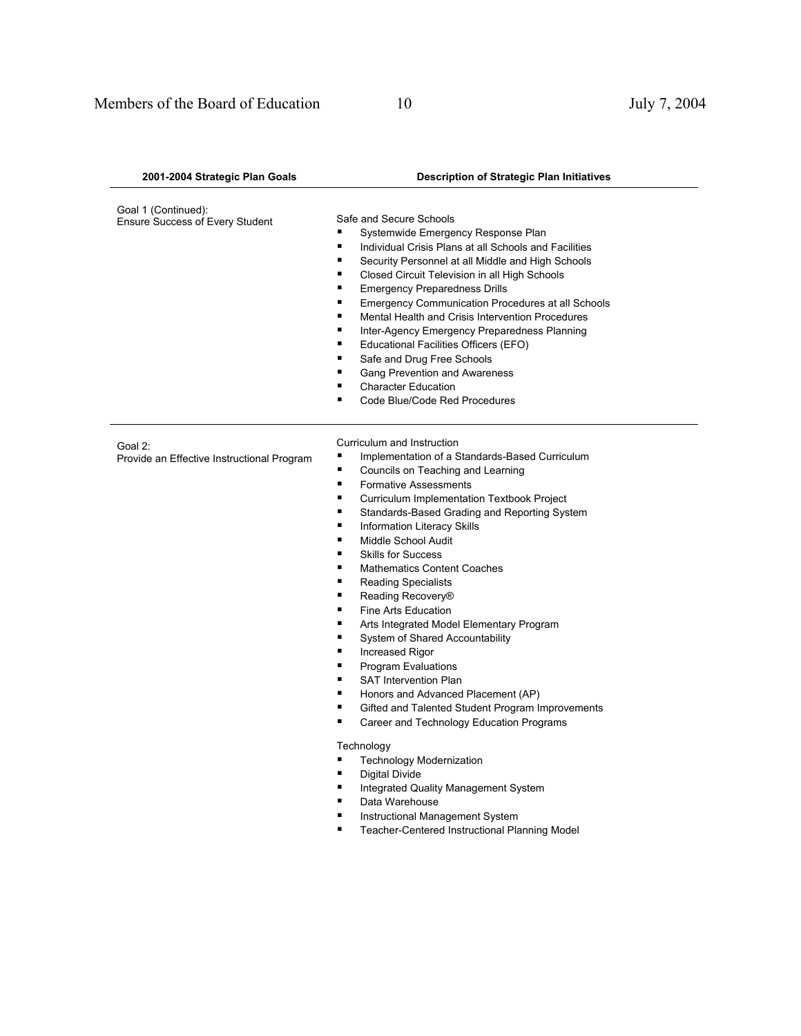| 2001-2004 Strategic Plan Goals | Description of Strategic Plan Initiatives |
|---|---|
| Goal 1 (Continued):<br>Ensure Success of Every Student | Safe and Secure Schools<br>▪ Systemwide Emergency Response Plan<br>▪ Individual Crisis Plans at all Schools and Facilities<br>▪ Security Personnel at all Middle and High Schools<br>▪ Closed Circuit Television in all High Schools<br>▪ Emergency Preparedness Drills<br>▪ Emergency Communication Procedures at all Schools<br>▪ Mental Health and Crisis Intervention Procedures<br>▪ Inter-Agency Emergency Preparedness Planning<br>▪ Educational Facilities Officers (EFO)<br>▪ Safe and Drug Free Schools<br>▪ Gang Prevention and Awareness<br>▪ Character Education<br>▪ Code Blue/Code Red Procedures |
| Goal 2:<br>Provide an Effective Instructional Program | Curriculum and Instruction<br>▪ Implementation of a Standards-Based Curriculum<br>▪ Councils on Teaching and Learning<br>▪ Formative Assessments<br>▪ Curriculum Implementation Textbook Project<br>▪ Standards-Based Grading and Reporting System<br>▪ Information Literacy Skills<br>▪ Middle School Audit<br>▪ Skills for Success<br>▪ Mathematics Content Coaches<br>▪ Reading Specialists<br>▪ Reading Recovery®<br>▪ Fine Arts Education<br>▪ Arts Integrated Model Elementary Program<br>▪ System of Shared Accountability<br>▪ Increased Rigor<br>▪ Program Evaluations<br>▪ SAT Intervention Plan<br>▪ Honors and Advanced Placement (AP)<br>▪ Gifted and Talented Student Program Improvements<br>▪ Career and Technology Education Programs<br><br>Technology<br>▪ Technology Modernization<br>▪ Digital Divide<br>▪ Integrated Quality Management System<br>▪ Data Warehouse<br>▪ Instructional Management System<br>▪ Teacher-Centered Instructional Planning Model |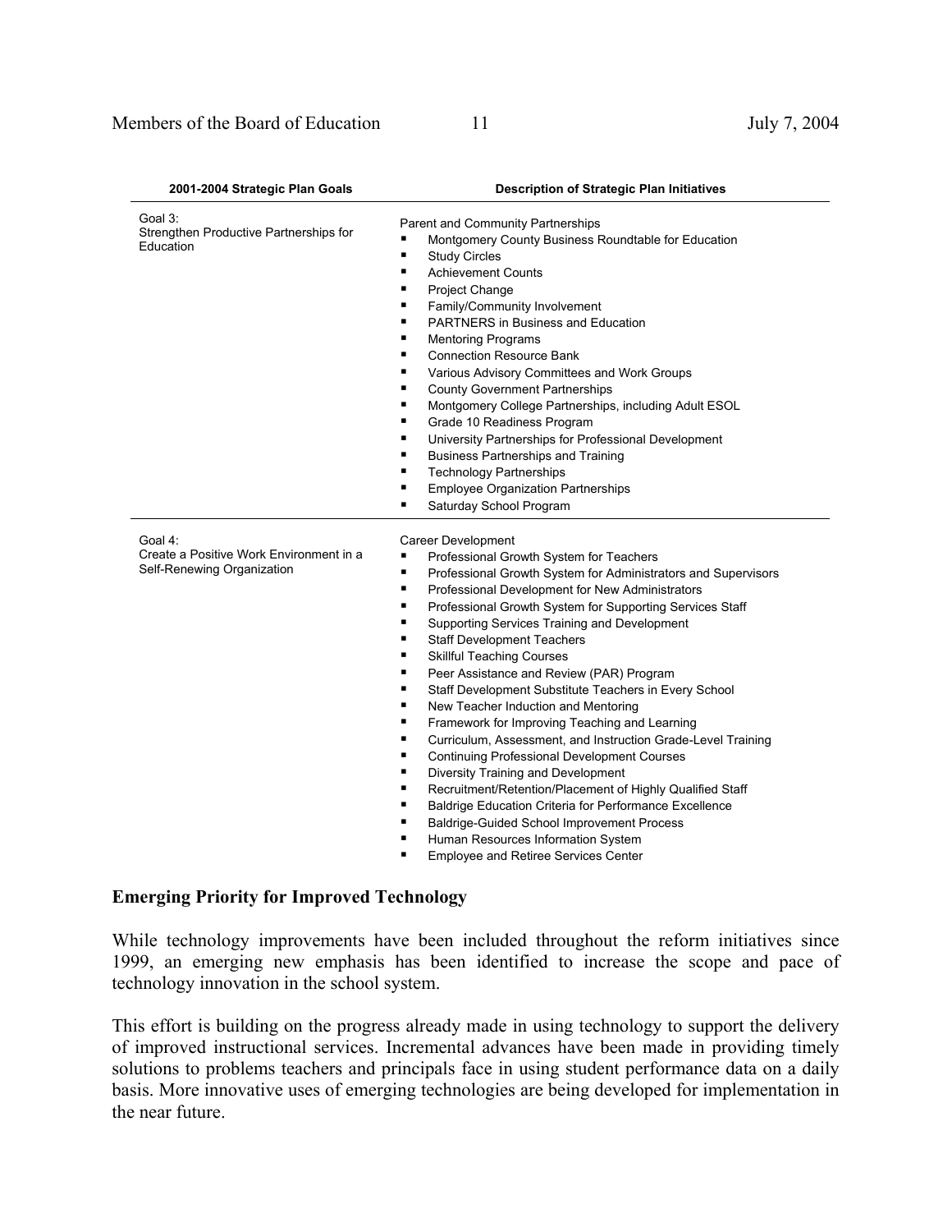| 2001-2004 Strategic Plan Goals | Description of Strategic Plan Initiatives |
|---|---|
| Goal 3:<br>Strengthen Productive Partnerships for Education | Parent and Community Partnerships<br>▪ Montgomery County Business Roundtable for Education<br>▪ Study Circles<br>▪ Achievement Counts<br>▪ Project Change<br>▪ Family/Community Involvement<br>▪ PARTNERS in Business and Education<br>▪ Mentoring Programs<br>▪ Connection Resource Bank<br>▪ Various Advisory Committees and Work Groups<br>▪ County Government Partnerships<br>▪ Montgomery College Partnerships, including Adult ESOL<br>▪ Grade 10 Readiness Program<br>▪ University Partnerships for Professional Development<br>▪ Business Partnerships and Training<br>▪ Technology Partnerships<br>▪ Employee Organization Partnerships<br>▪ Saturday School Program |
| Goal 4:<br>Create a Positive Work Environment in a Self-Renewing Organization | Career Development<br>▪ Professional Growth System for Teachers<br>▪ Professional Growth System for Administrators and Supervisors<br>▪ Professional Development for New Administrators<br>▪ Professional Growth System for Supporting Services Staff<br>▪ Supporting Services Training and Development<br>▪ Staff Development Teachers<br>▪ Skillful Teaching Courses<br>▪ Peer Assistance and Review (PAR) Program<br>▪ Staff Development Substitute Teachers in Every School<br>▪ New Teacher Induction and Mentoring<br>▪ Framework for Improving Teaching and Learning<br>▪ Curriculum, Assessment, and Instruction Grade-Level Training<br>▪ Continuing Professional Development Courses<br>▪ Diversity Training and Development<br>▪ Recruitment/Retention/Placement of Highly Qualified Staff<br>▪ Baldrige Education Criteria for Performance Excellence<br>▪ Baldrige-Guided School Improvement Process<br>▪ Human Resources Information System<br>▪ Employee and Retiree Services Center |

## Emerging Priority for Improved Technology

While technology improvements have been included throughout the reform initiatives since 1999, an emerging new emphasis has been identified to increase the scope and pace of technology innovation in the school system.

This effort is building on the progress already made in using technology to support the delivery of improved instructional services. Incremental advances have been made in providing timely solutions to problems teachers and principals face in using student performance data on a daily basis. More innovative uses of emerging technologies are being developed for implementation in the near future.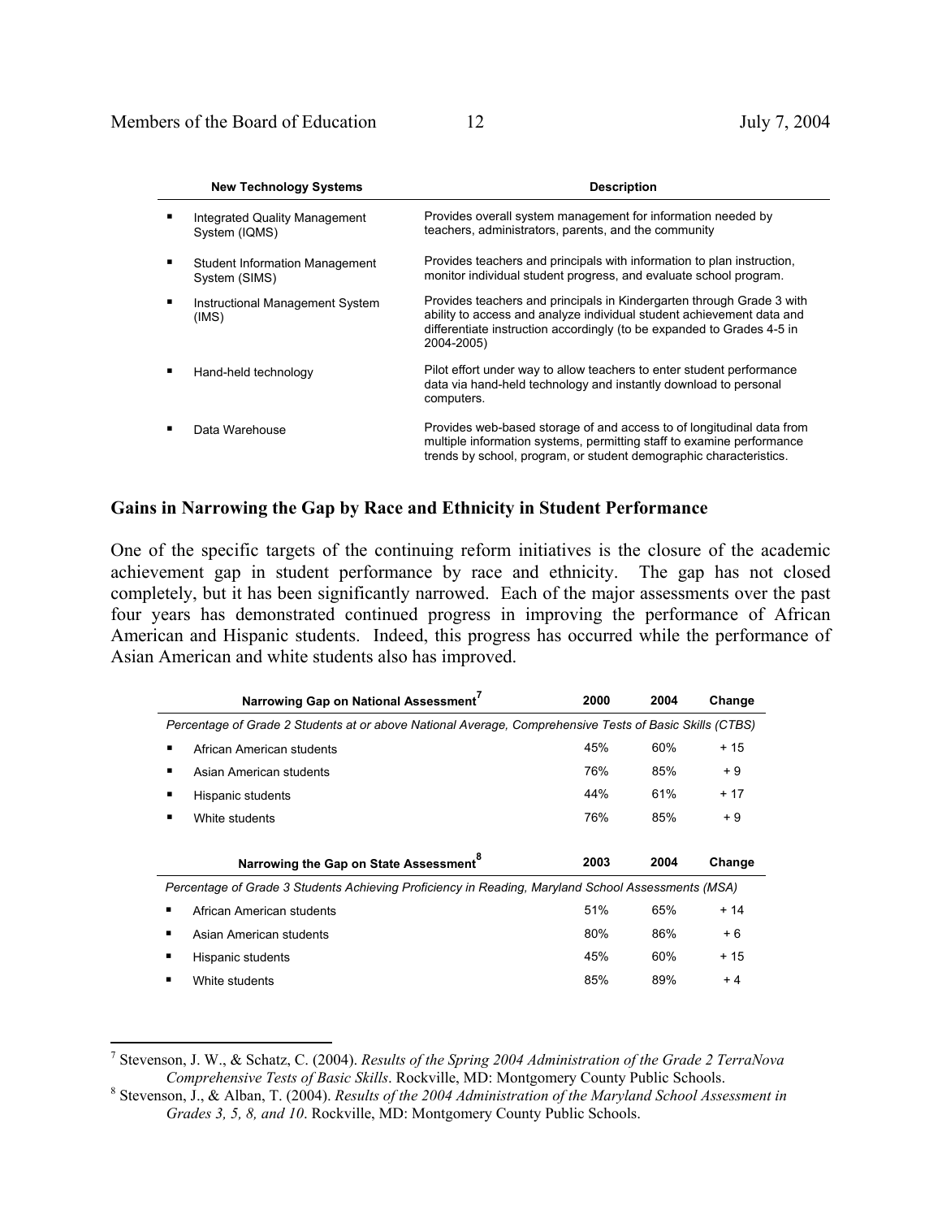| New Technology Systems | Description |
|---|---|
| Integrated Quality Management System (IQMS) | Provides overall system management for information needed by teachers, administrators, parents, and the community |
| Student Information Management System (SIMS) | Provides teachers and principals with information to plan instruction, monitor individual student progress, and evaluate school program. |
| Instructional Management System (IMS) | Provides teachers and principals in Kindergarten through Grade 3 with ability to access and analyze individual student achievement data and differentiate instruction accordingly (to be expanded to Grades 4-5 in 2004-2005) |
| Hand-held technology | Pilot effort under way to allow teachers to enter student performance data via hand-held technology and instantly download to personal computers. |
| Data Warehouse | Provides web-based storage of and access to of longitudinal data from multiple information systems, permitting staff to examine performance trends by school, program, or student demographic characteristics. |

## Gains in Narrowing the Gap by Race and Ethnicity in Student Performance

One of the specific targets of the continuing reform initiatives is the closure of the academic achievement gap in student performance by race and ethnicity. The gap has not closed completely, but it has been significantly narrowed. Each of the major assessments over the past four years has demonstrated continued progress in improving the performance of African American and Hispanic students. Indeed, this progress has occurred while the performance of Asian American and white students also has improved.

| Narrowing Gap on National Assessment[7] | 2000 | 2004 | Change |
|---|---|---|---|
| *Percentage of Grade 2 Students at or above National Average, Comprehensive Tests of Basic Skills (CTBS)* | | | |
| African American students | 45% | 60% | + 15 |
| Asian American students | 76% | 85% | + 9 |
| Hispanic students | 44% | 61% | + 17 |
| White students | 76% | 85% | + 9 |

| Narrowing the Gap on State Assessment[8] | 2003 | 2004 | Change |
|---|---|---|---|
| *Percentage of Grade 3 Students Achieving Proficiency in Reading, Maryland School Assessments (MSA)* | | | |
| African American students | 51% | 65% | + 14 |
| Asian American students | 80% | 86% | + 6 |
| Hispanic students | 45% | 60% | + 15 |
| White students | 85% | 89% | + 4 |

[7] Stevenson, J. W., & Schatz, C. (2004). *Results of the Spring 2004 Administration of the Grade 2 TerraNova Comprehensive Tests of Basic Skills*. Rockville, MD: Montgomery County Public Schools.

[8] Stevenson, J., & Alban, T. (2004). *Results of the 2004 Administration of the Maryland School Assessment in Grades 3, 5, 8, and 10*. Rockville, MD: Montgomery County Public Schools.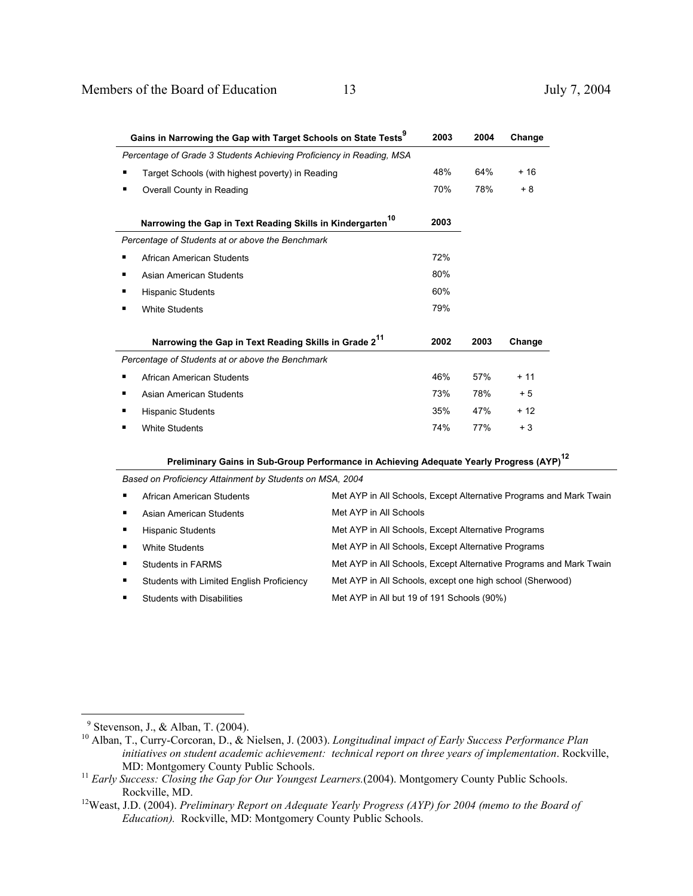| Gains in Narrowing the Gap with Target Schools on State Tests[9] | 2003 | 2004 | Change |
|---|---|---|---|
| *Percentage of Grade 3 Students Achieving Proficiency in Reading, MSA* | | | |
| ▪ Target Schools (with highest poverty) in Reading | 48% | 64% | + 16 |
| ▪ Overall County in Reading | 70% | 78% | + 8 |

| Narrowing the Gap in Text Reading Skills in Kindergarten[10] | 2003 |
|---|---|
| *Percentage of Students at or above the Benchmark* | |
| ▪ African American Students | 72% |
| ▪ Asian American Students | 80% |
| ▪ Hispanic Students | 60% |
| ▪ White Students | 79% |

| Narrowing the Gap in Text Reading Skills in Grade 2[11] | 2002 | 2003 | Change |
|---|---|---|---|
| *Percentage of Students at or above the Benchmark* | | | |
| ▪ African American Students | 46% | 57% | + 11 |
| ▪ Asian American Students | 73% | 78% | + 5 |
| ▪ Hispanic Students | 35% | 47% | + 12 |
| ▪ White Students | 74% | 77% | + 3 |

| Preliminary Gains in Sub-Group Performance in Achieving Adequate Yearly Progress (AYP)[12] | |
|---|---|
| *Based on Proficiency Attainment by Students on MSA, 2004* | |
| ▪ African American Students | Met AYP in All Schools, Except Alternative Programs and Mark Twain |
| ▪ Asian American Students | Met AYP in All Schools |
| ▪ Hispanic Students | Met AYP in All Schools, Except Alternative Programs |
| ▪ White Students | Met AYP in All Schools, Except Alternative Programs |
| ▪ Students in FARMS | Met AYP in All Schools, Except Alternative Programs and Mark Twain |
| ▪ Students with Limited English Proficiency | Met AYP in All Schools, except one high school (Sherwood) |
| ▪ Students with Disabilities | Met AYP in All but 19 of 191 Schools (90%) |

---

[9] Stevenson, J., & Alban, T. (2004).

[10] Alban, T., Curry-Corcoran, D., & Nielsen, J. (2003). *Longitudinal impact of Early Success Performance Plan initiatives on student academic achievement: technical report on three years of implementation*. Rockville, MD: Montgomery County Public Schools.

[11] *Early Success: Closing the Gap for Our Youngest Learners.*(2004). Montgomery County Public Schools. Rockville, MD.

[12] Weast, J.D. (2004). *Preliminary Report on Adequate Yearly Progress (AYP) for 2004 (memo to the Board of Education).* Rockville, MD: Montgomery County Public Schools.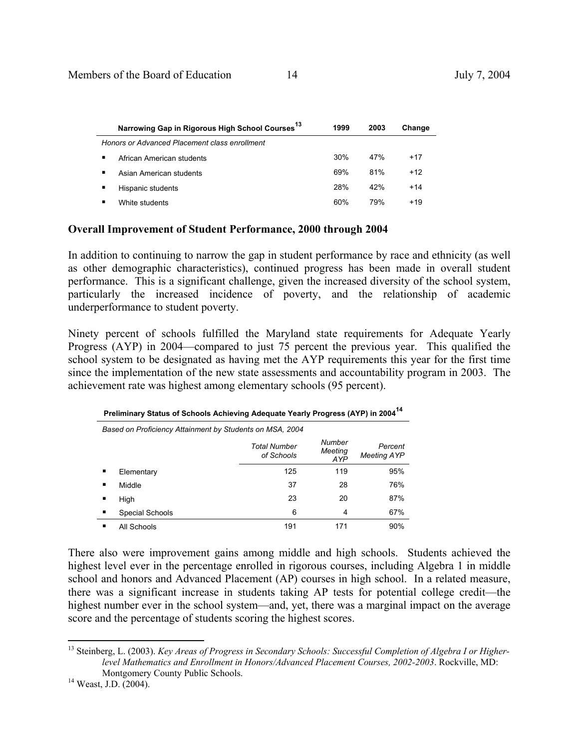| Narrowing Gap in Rigorous High School Courses[13] | 1999 | 2003 | Change |
|---|---|---|---|
| *Honors or Advanced Placement class enrollment* | | | |
| ▪ African American students | 30% | 47% | +17 |
| ▪ Asian American students | 69% | 81% | +12 |
| ▪ Hispanic students | 28% | 42% | +14 |
| ▪ White students | 60% | 79% | +19 |

**Overall Improvement of Student Performance, 2000 through 2004**

In addition to continuing to narrow the gap in student performance by race and ethnicity (as well as other demographic characteristics), continued progress has been made in overall student performance. This is a significant challenge, given the increased diversity of the school system, particularly the increased incidence of poverty, and the relationship of academic underperformance to student poverty.

Ninety percent of schools fulfilled the Maryland state requirements for Adequate Yearly Progress (AYP) in 2004—compared to just 75 percent the previous year. This qualified the school system to be designated as having met the AYP requirements this year for the first time since the implementation of the new state assessments and accountability program in 2003. The achievement rate was highest among elementary schools (95 percent).

**Preliminary Status of Schools Achieving Adequate Yearly Progress (AYP) in 2004[14]**

*Based on Proficiency Attainment by Students on MSA, 2004*

| | *Total Number of Schools* | *Number Meeting AYP* | *Percent Meeting AYP* |
|---|---|---|---|
| ▪ Elementary | 125 | 119 | 95% |
| ▪ Middle | 37 | 28 | 76% |
| ▪ High | 23 | 20 | 87% |
| ▪ Special Schools | 6 | 4 | 67% |
| ▪ All Schools | 191 | 171 | 90% |

There also were improvement gains among middle and high schools. Students achieved the highest level ever in the percentage enrolled in rigorous courses, including Algebra 1 in middle school and honors and Advanced Placement (AP) courses in high school. In a related measure, there was a significant increase in students taking AP tests for potential college credit—the highest number ever in the school system—and, yet, there was a marginal impact on the average score and the percentage of students scoring the highest scores.

---

[13] Steinberg, L. (2003). *Key Areas of Progress in Secondary Schools: Successful Completion of Algebra I or Higher-level Mathematics and Enrollment in Honors/Advanced Placement Courses, 2002-2003*. Rockville, MD: Montgomery County Public Schools.

[14] Weast, J.D. (2004).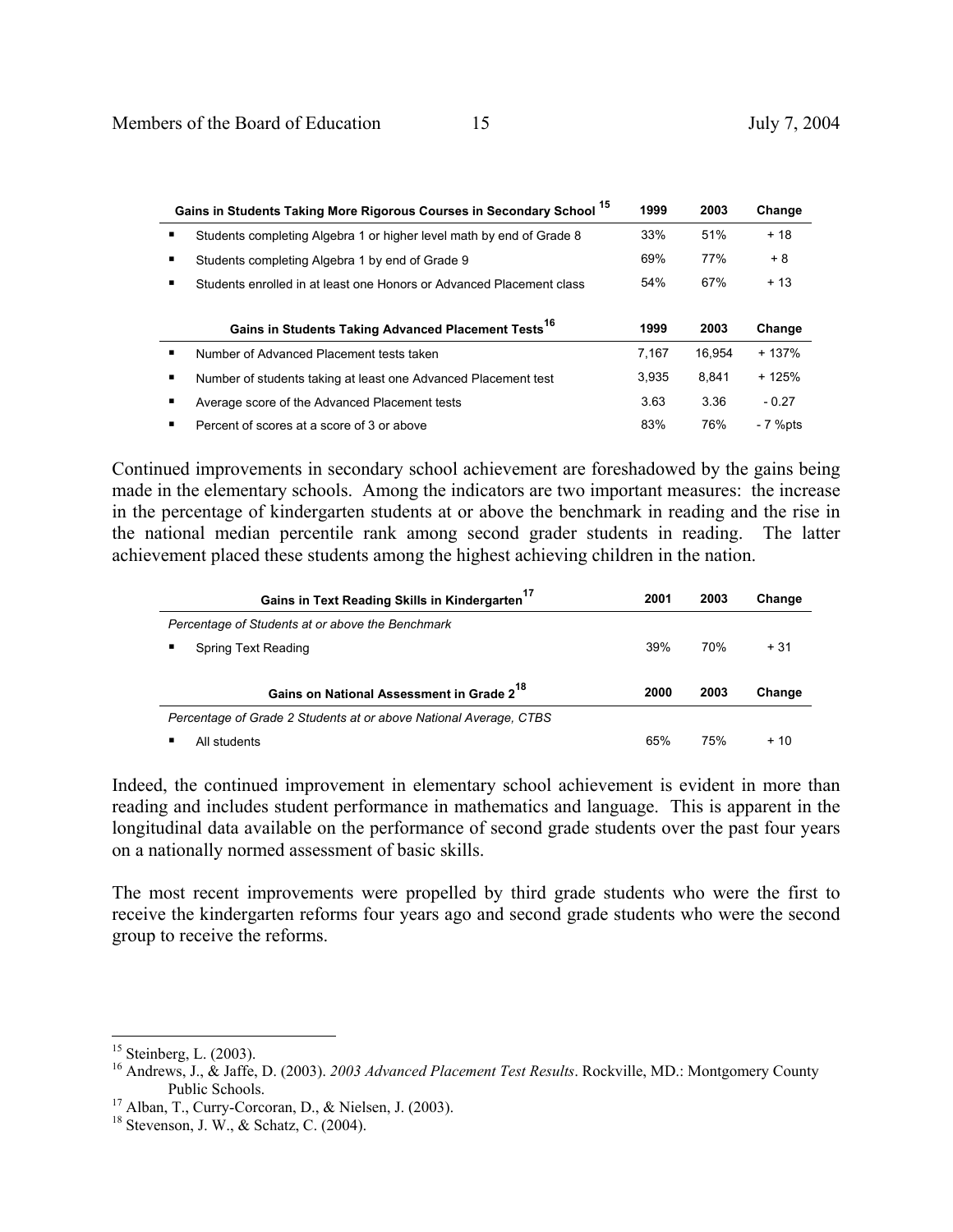| Gains in Students Taking More Rigorous Courses in Secondary School [15] | 1999 | 2003 | Change |
|---|---|---|---|
| ▪ Students completing Algebra 1 or higher level math by end of Grade 8 | 33% | 51% | + 18 |
| ▪ Students completing Algebra 1 by end of Grade 9 | 69% | 77% | + 8 |
| ▪ Students enrolled in at least one Honors or Advanced Placement class | 54% | 67% | + 13 |

| Gains in Students Taking Advanced Placement Tests [16] | 1999 | 2003 | Change |
|---|---|---|---|
| ▪ Number of Advanced Placement tests taken | 7,167 | 16,954 | + 137% |
| ▪ Number of students taking at least one Advanced Placement test | 3,935 | 8,841 | + 125% |
| ▪ Average score of the Advanced Placement tests | 3.63 | 3.36 | - 0.27 |
| ▪ Percent of scores at a score of 3 or above | 83% | 76% | - 7 %pts |

Continued improvements in secondary school achievement are foreshadowed by the gains being made in the elementary schools. Among the indicators are two important measures: the increase in the percentage of kindergarten students at or above the benchmark in reading and the rise in the national median percentile rank among second grader students in reading. The latter achievement placed these students among the highest achieving children in the nation.

| Gains in Text Reading Skills in Kindergarten [17] | 2001 | 2003 | Change |
|---|---|---|---|
| *Percentage of Students at or above the Benchmark* | | | |
| ▪ Spring Text Reading | 39% | 70% | + 31 |

| Gains on National Assessment in Grade 2 [18] | 2000 | 2003 | Change |
|---|---|---|---|
| *Percentage of Grade 2 Students at or above National Average, CTBS* | | | |
| ▪ All students | 65% | 75% | + 10 |

Indeed, the continued improvement in elementary school achievement is evident in more than reading and includes student performance in mathematics and language. This is apparent in the longitudinal data available on the performance of second grade students over the past four years on a nationally normed assessment of basic skills.

The most recent improvements were propelled by third grade students who were the first to receive the kindergarten reforms four years ago and second grade students who were the second group to receive the reforms.

---

[15] Steinberg, L. (2003).

[16] Andrews, J., & Jaffe, D. (2003). *2003 Advanced Placement Test Results*. Rockville, MD.: Montgomery County Public Schools.

[17] Alban, T., Curry-Corcoran, D., & Nielsen, J. (2003).

[18] Stevenson, J. W., & Schatz, C. (2004).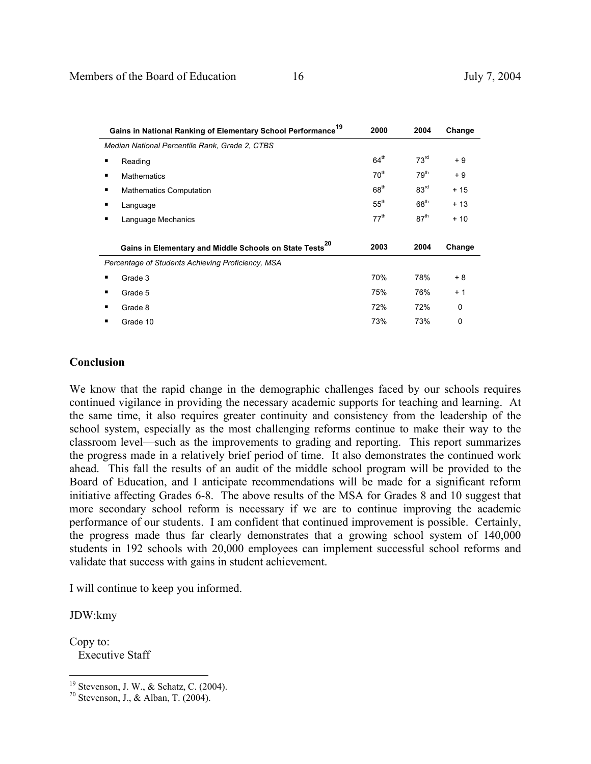| Gains in National Ranking of Elementary School Performance[19] | 2000 | 2004 | Change |
|---|---|---|---|
| *Median National Percentile Rank, Grade 2, CTBS* | | | |
| ▪ Reading | 64th | 73rd | + 9 |
| ▪ Mathematics | 70th | 79th | + 9 |
| ▪ Mathematics Computation | 68th | 83rd | + 15 |
| ▪ Language | 55th | 68th | + 13 |
| ▪ Language Mechanics | 77th | 87th | + 10 |

| Gains in Elementary and Middle Schools on State Tests[20] | 2003 | 2004 | Change |
|---|---|---|---|
| *Percentage of Students Achieving Proficiency, MSA* | | | |
| ▪ Grade 3 | 70% | 78% | + 8 |
| ▪ Grade 5 | 75% | 76% | + 1 |
| ▪ Grade 8 | 72% | 72% | 0 |
| ▪ Grade 10 | 73% | 73% | 0 |

## Conclusion

We know that the rapid change in the demographic challenges faced by our schools requires continued vigilance in providing the necessary academic supports for teaching and learning. At the same time, it also requires greater continuity and consistency from the leadership of the school system, especially as the most challenging reforms continue to make their way to the classroom level—such as the improvements to grading and reporting. This report summarizes the progress made in a relatively brief period of time. It also demonstrates the continued work ahead. This fall the results of an audit of the middle school program will be provided to the Board of Education, and I anticipate recommendations will be made for a significant reform initiative affecting Grades 6-8. The above results of the MSA for Grades 8 and 10 suggest that more secondary school reform is necessary if we are to continue improving the academic performance of our students. I am confident that continued improvement is possible. Certainly, the progress made thus far clearly demonstrates that a growing school system of 140,000 students in 192 schools with 20,000 employees can implement successful school reforms and validate that success with gains in student achievement.

I will continue to keep you informed.

JDW:kmy

Copy to:
  Executive Staff

---

[19] Stevenson, J. W., & Schatz, C. (2004).

[20] Stevenson, J., & Alban, T. (2004).